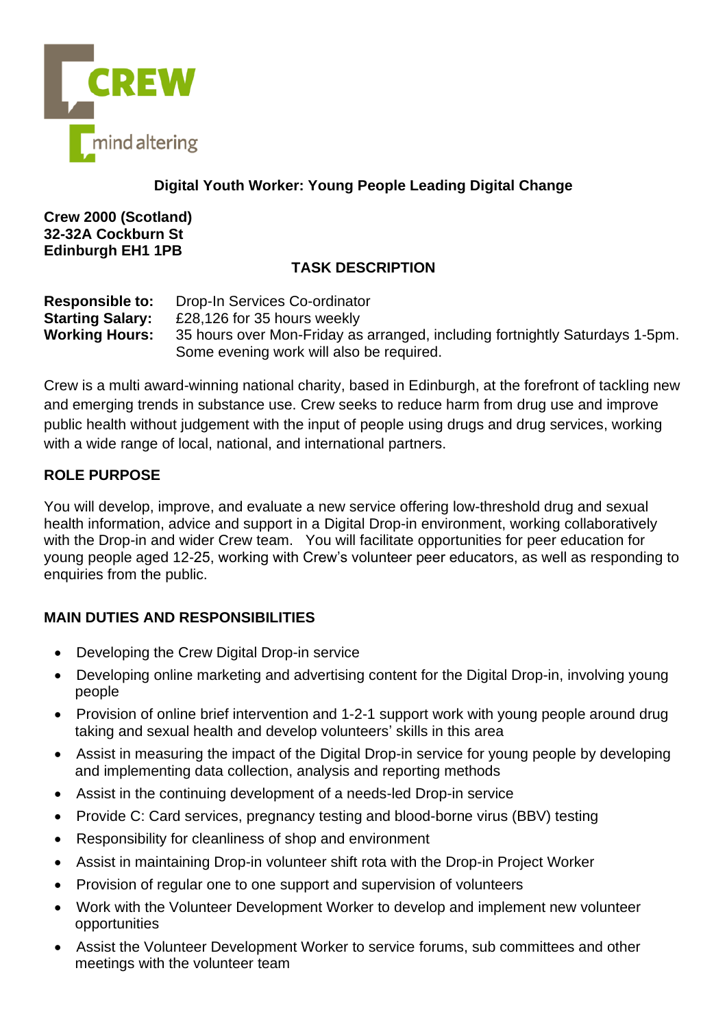CREW

mind altering

# Digital Youth Worker: Young People Leading Digital Change

**Crew 2000 (Scotland)**
**32-32A Cockburn St**
**Edinburgh EH1 1PB**

## TASK DESCRIPTION

**Responsible to:** Drop-In Services Co-ordinator
**Starting Salary:** £28,126 for 35 hours weekly
**Working Hours:** 35 hours over Mon-Friday as arranged, including fortnightly Saturdays 1-5pm. Some evening work will also be required.

Crew is a multi award-winning national charity, based in Edinburgh, at the forefront of tackling new and emerging trends in substance use. Crew seeks to reduce harm from drug use and improve public health without judgement with the input of people using drugs and drug services, working with a wide range of local, national, and international partners.

## ROLE PURPOSE

You will develop, improve, and evaluate a new service offering low-threshold drug and sexual health information, advice and support in a Digital Drop-in environment, working collaboratively with the Drop-in and wider Crew team. You will facilitate opportunities for peer education for young people aged 12-25, working with Crew's volunteer peer educators, as well as responding to enquiries from the public.

## MAIN DUTIES AND RESPONSIBILITIES

- Developing the Crew Digital Drop-in service
- Developing online marketing and advertising content for the Digital Drop-in, involving young people
- Provision of online brief intervention and 1-2-1 support work with young people around drug taking and sexual health and develop volunteers' skills in this area
- Assist in measuring the impact of the Digital Drop-in service for young people by developing and implementing data collection, analysis and reporting methods
- Assist in the continuing development of a needs-led Drop-in service
- Provide C: Card services, pregnancy testing and blood-borne virus (BBV) testing
- Responsibility for cleanliness of shop and environment
- Assist in maintaining Drop-in volunteer shift rota with the Drop-in Project Worker
- Provision of regular one to one support and supervision of volunteers
- Work with the Volunteer Development Worker to develop and implement new volunteer opportunities
- Assist the Volunteer Development Worker to service forums, sub committees and other meetings with the volunteer team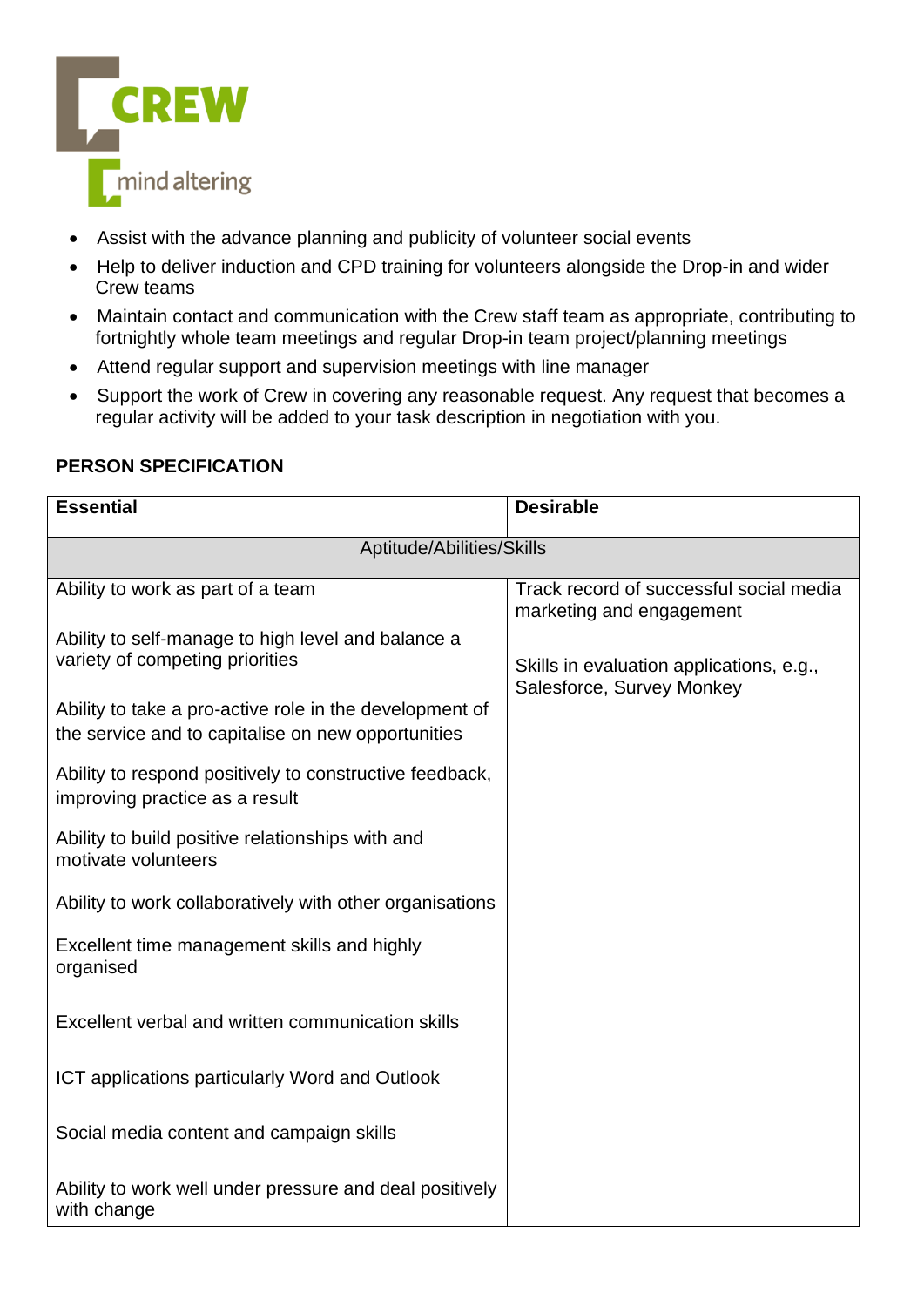- Assist with the advance planning and publicity of volunteer social events
- Help to deliver induction and CPD training for volunteers alongside the Drop-in and wider Crew teams
- Maintain contact and communication with the Crew staff team as appropriate, contributing to fortnightly whole team meetings and regular Drop-in team project/planning meetings
- Attend regular support and supervision meetings with line manager
- Support the work of Crew in covering any reasonable request. Any request that becomes a regular activity will be added to your task description in negotiation with you.

**PERSON SPECIFICATION**

| **Essential** | **Desirable** |
|---|---|
| Aptitude/Abilities/Skills | |
| Ability to work as part of a team<br><br>Ability to self-manage to high level and balance a variety of competing priorities<br><br>Ability to take a pro-active role in the development of the service and to capitalise on new opportunities<br><br>Ability to respond positively to constructive feedback, improving practice as a result<br><br>Ability to build positive relationships with and motivate volunteers<br><br>Ability to work collaboratively with other organisations<br><br>Excellent time management skills and highly organised<br><br>Excellent verbal and written communication skills<br><br>ICT applications particularly Word and Outlook<br><br>Social media content and campaign skills<br><br>Ability to work well under pressure and deal positively with change | Track record of successful social media marketing and engagement<br><br>Skills in evaluation applications, e.g., Salesforce, Survey Monkey |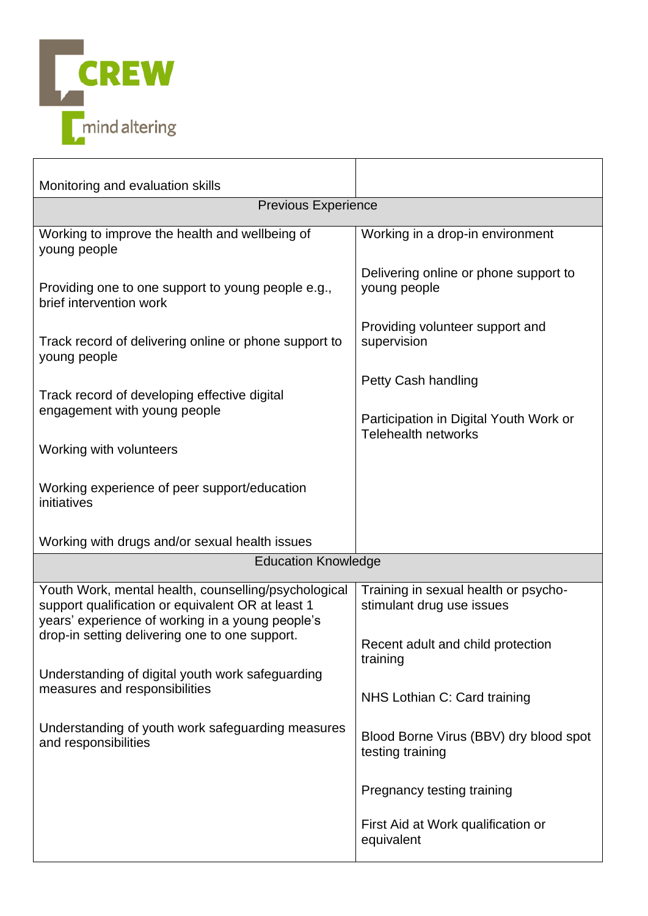| | |
|---|---|
| Monitoring and evaluation skills | |
| **Previous Experience** | |
| Working to improve the health and wellbeing of young people<br><br>Providing one to one support to young people e.g., brief intervention work<br><br>Track record of delivering online or phone support to young people<br><br>Track record of developing effective digital engagement with young people<br><br>Working with volunteers<br><br>Working experience of peer support/education initiatives<br><br>Working with drugs and/or sexual health issues | Working in a drop-in environment<br><br>Delivering online or phone support to young people<br><br>Providing volunteer support and supervision<br><br>Petty Cash handling<br><br>Participation in Digital Youth Work or Telehealth networks |
| **Education Knowledge** | |
| Youth Work, mental health, counselling/psychological support qualification or equivalent OR at least 1 years' experience of working in a young people's drop-in setting delivering one to one support.<br><br>Understanding of digital youth work safeguarding measures and responsibilities<br><br>Understanding of youth work safeguarding measures and responsibilities | Training in sexual health or psycho-stimulant drug use issues<br><br>Recent adult and child protection training<br><br>NHS Lothian C: Card training<br><br>Blood Borne Virus (BBV) dry blood spot testing training<br><br>Pregnancy testing training<br><br>First Aid at Work qualification or equivalent |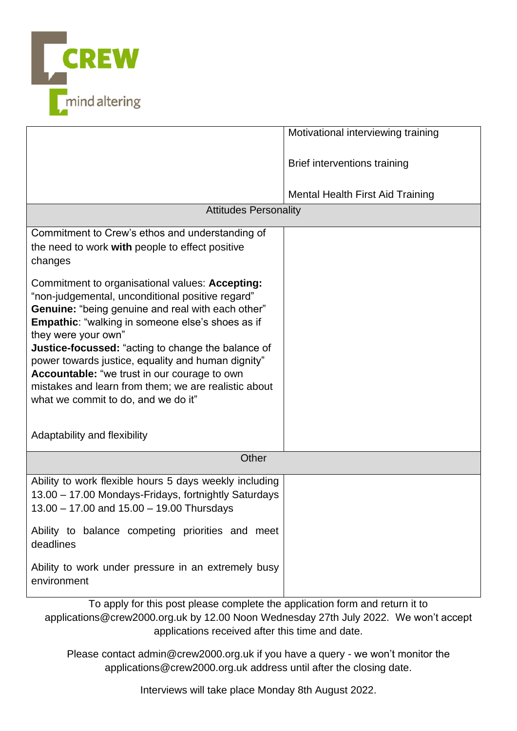| | |
|---|---|
| | Motivational interviewing training<br><br>Brief interventions training<br><br>Mental Health First Aid Training |
| **Attitudes Personality** | |
| Commitment to Crew's ethos and understanding of the need to work **with** people to effect positive changes<br><br>Commitment to organisational values: **Accepting:** "non-judgemental, unconditional positive regard" **Genuine:** "being genuine and real with each other" **Empathic**: "walking in someone else's shoes as if they were your own" **Justice-focussed:** "acting to change the balance of power towards justice, equality and human dignity" **Accountable:** "we trust in our courage to own mistakes and learn from them; we are realistic about what we commit to do, and we do it"<br><br>Adaptability and flexibility | |
| **Other** | |
| Ability to work flexible hours 5 days weekly including 13.00 – 17.00 Mondays-Fridays, fortnightly Saturdays 13.00 – 17.00 and 15.00 – 19.00 Thursdays<br><br>Ability to balance competing priorities and meet deadlines<br><br>Ability to work under pressure in an extremely busy environment | |

To apply for this post please complete the application form and return it to applications@crew2000.org.uk by 12.00 Noon Wednesday 27th July 2022. We won't accept applications received after this time and date.

Please contact admin@crew2000.org.uk if you have a query - we won't monitor the applications@crew2000.org.uk address until after the closing date.

Interviews will take place Monday 8th August 2022.